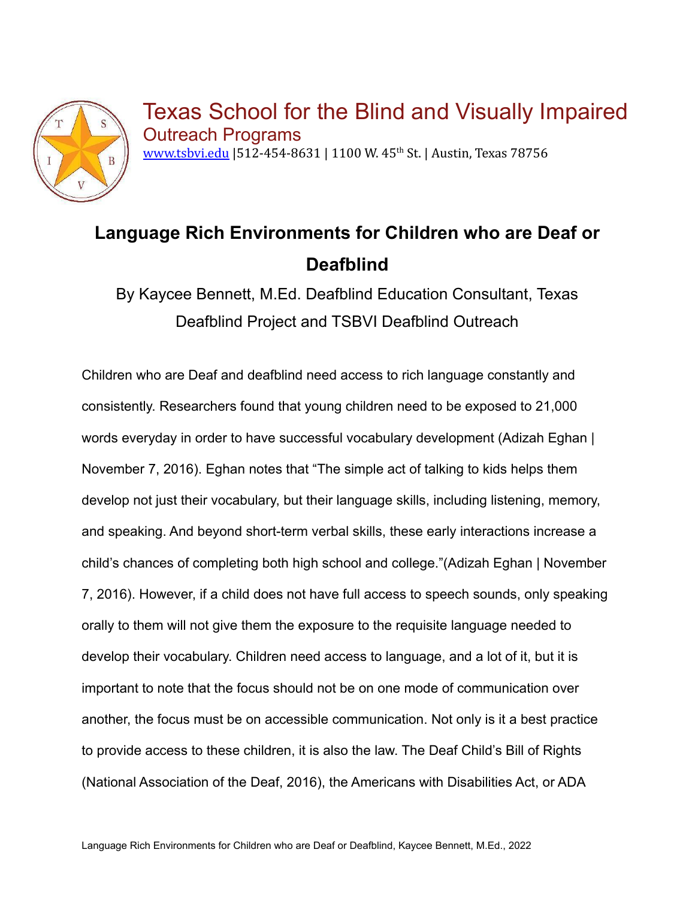Texas School for the Blind and Visually Impaired

Outreach Programs

www.tsbvi.edu |512-454-8631 | 1100 W. 45th St. | Austin, Texas 78756

# Language Rich Environments for Children who are Deaf or Deafblind

By Kaycee Bennett, M.Ed. Deafblind Education Consultant, Texas Deafblind Project and TSBVI Deafblind Outreach

Children who are Deaf and deafblind need access to rich language constantly and consistently. Researchers found that young children need to be exposed to 21,000 words everyday in order to have successful vocabulary development (Adizah Eghan | November 7, 2016). Eghan notes that “The simple act of talking to kids helps them develop not just their vocabulary, but their language skills, including listening, memory, and speaking. And beyond short-term verbal skills, these early interactions increase a child’s chances of completing both high school and college.”(Adizah Eghan | November 7, 2016). However, if a child does not have full access to speech sounds, only speaking orally to them will not give them the exposure to the requisite language needed to develop their vocabulary. Children need access to language, and a lot of it, but it is important to note that the focus should not be on one mode of communication over another, the focus must be on accessible communication. Not only is it a best practice to provide access to these children, it is also the law. The Deaf Child’s Bill of Rights (National Association of the Deaf, 2016), the Americans with Disabilities Act, or ADA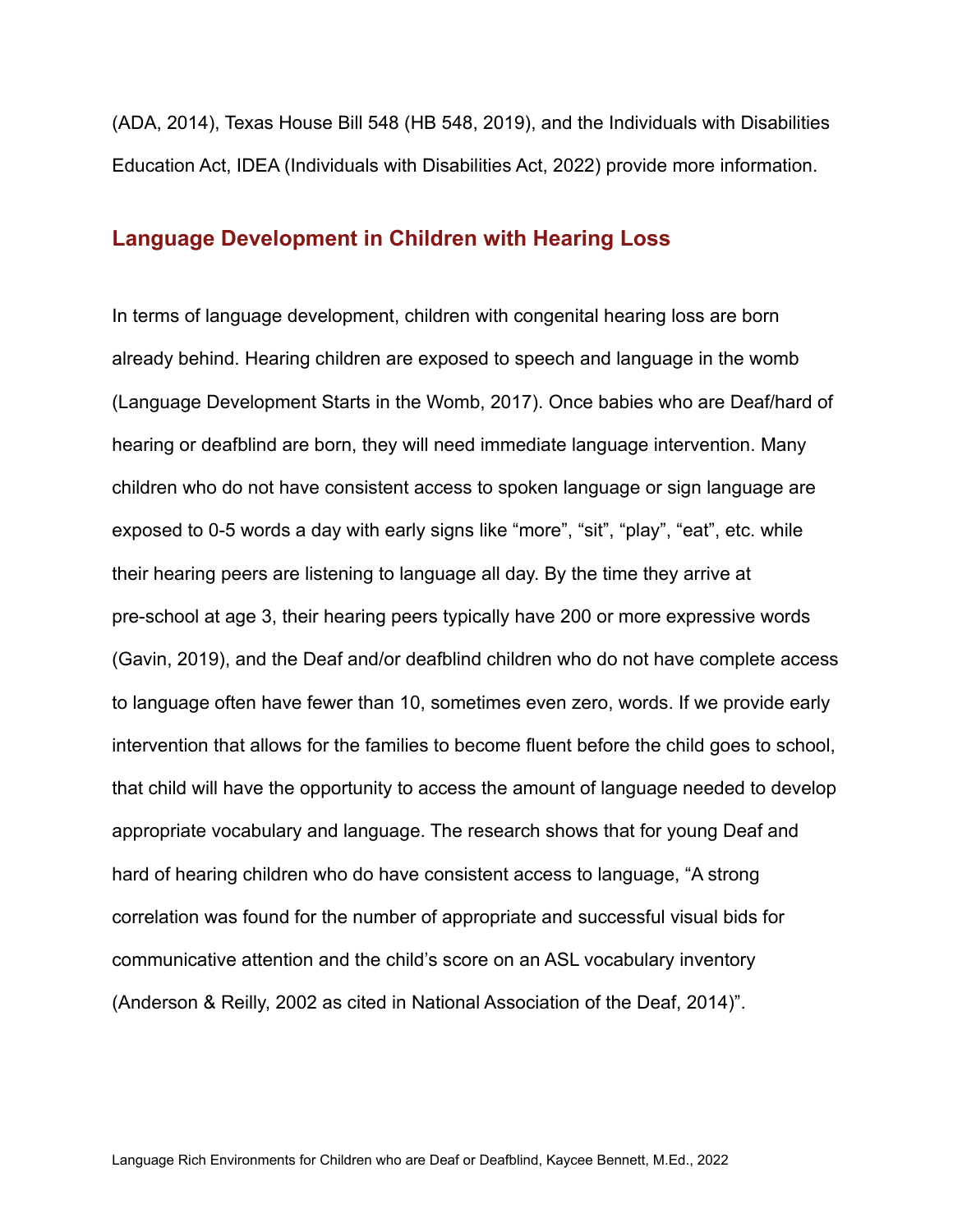(ADA, 2014), Texas House Bill 548 (HB 548, 2019), and the Individuals with Disabilities Education Act, IDEA (Individuals with Disabilities Act, 2022) provide more information.

## Language Development in Children with Hearing Loss

In terms of language development, children with congenital hearing loss are born already behind. Hearing children are exposed to speech and language in the womb (Language Development Starts in the Womb, 2017). Once babies who are Deaf/hard of hearing or deafblind are born, they will need immediate language intervention. Many children who do not have consistent access to spoken language or sign language are exposed to 0-5 words a day with early signs like "more", "sit", "play", "eat", etc. while their hearing peers are listening to language all day. By the time they arrive at pre-school at age 3, their hearing peers typically have 200 or more expressive words (Gavin, 2019), and the Deaf and/or deafblind children who do not have complete access to language often have fewer than 10, sometimes even zero, words. If we provide early intervention that allows for the families to become fluent before the child goes to school, that child will have the opportunity to access the amount of language needed to develop appropriate vocabulary and language. The research shows that for young Deaf and hard of hearing children who do have consistent access to language, "A strong correlation was found for the number of appropriate and successful visual bids for communicative attention and the child's score on an ASL vocabulary inventory (Anderson & Reilly, 2002 as cited in National Association of the Deaf, 2014)".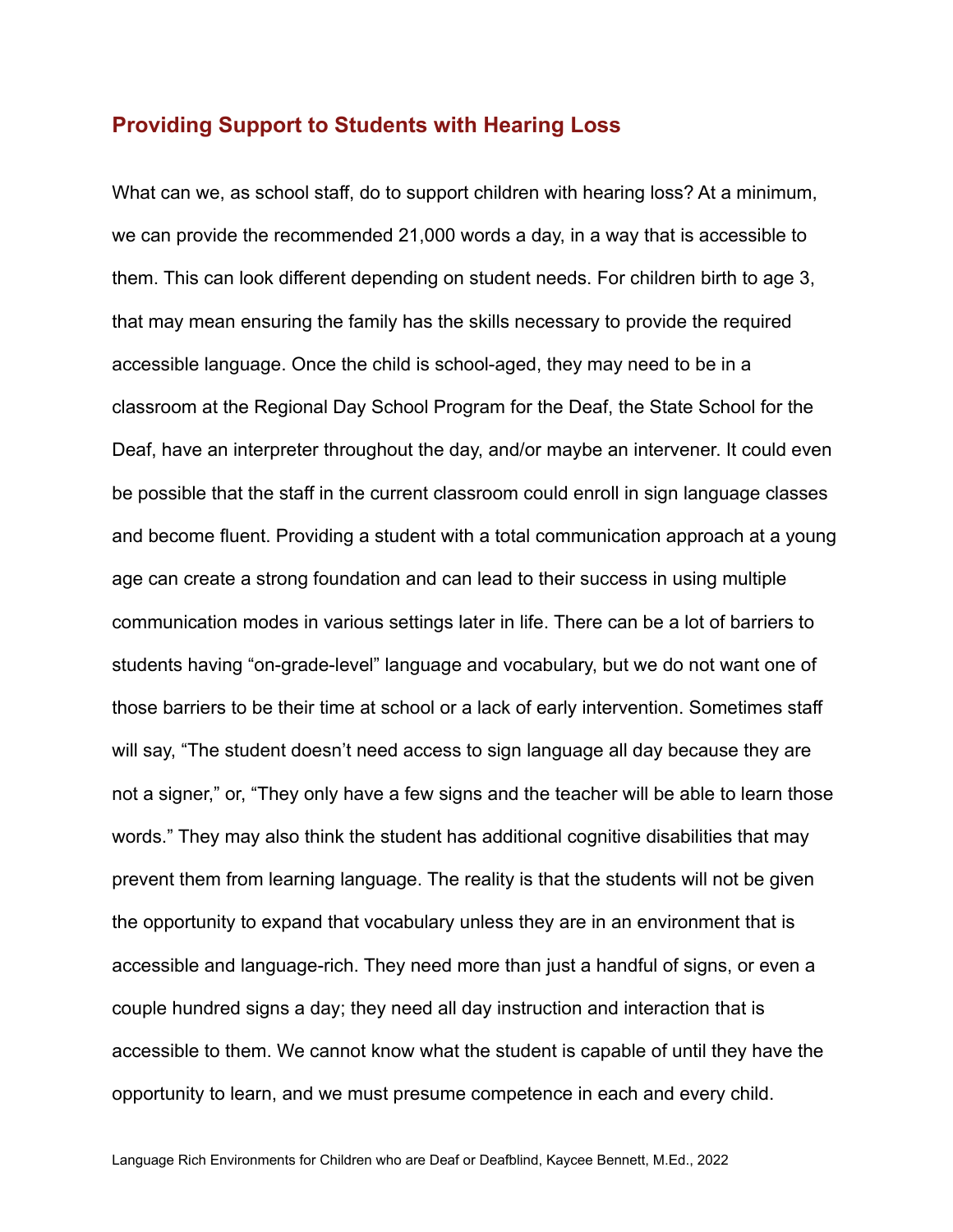## Providing Support to Students with Hearing Loss

What can we, as school staff, do to support children with hearing loss? At a minimum, we can provide the recommended 21,000 words a day, in a way that is accessible to them. This can look different depending on student needs. For children birth to age 3, that may mean ensuring the family has the skills necessary to provide the required accessible language. Once the child is school-aged, they may need to be in a classroom at the Regional Day School Program for the Deaf, the State School for the Deaf, have an interpreter throughout the day, and/or maybe an intervener. It could even be possible that the staff in the current classroom could enroll in sign language classes and become fluent. Providing a student with a total communication approach at a young age can create a strong foundation and can lead to their success in using multiple communication modes in various settings later in life. There can be a lot of barriers to students having "on-grade-level" language and vocabulary, but we do not want one of those barriers to be their time at school or a lack of early intervention. Sometimes staff will say, "The student doesn't need access to sign language all day because they are not a signer," or, "They only have a few signs and the teacher will be able to learn those words." They may also think the student has additional cognitive disabilities that may prevent them from learning language. The reality is that the students will not be given the opportunity to expand that vocabulary unless they are in an environment that is accessible and language-rich. They need more than just a handful of signs, or even a couple hundred signs a day; they need all day instruction and interaction that is accessible to them. We cannot know what the student is capable of until they have the opportunity to learn, and we must presume competence in each and every child.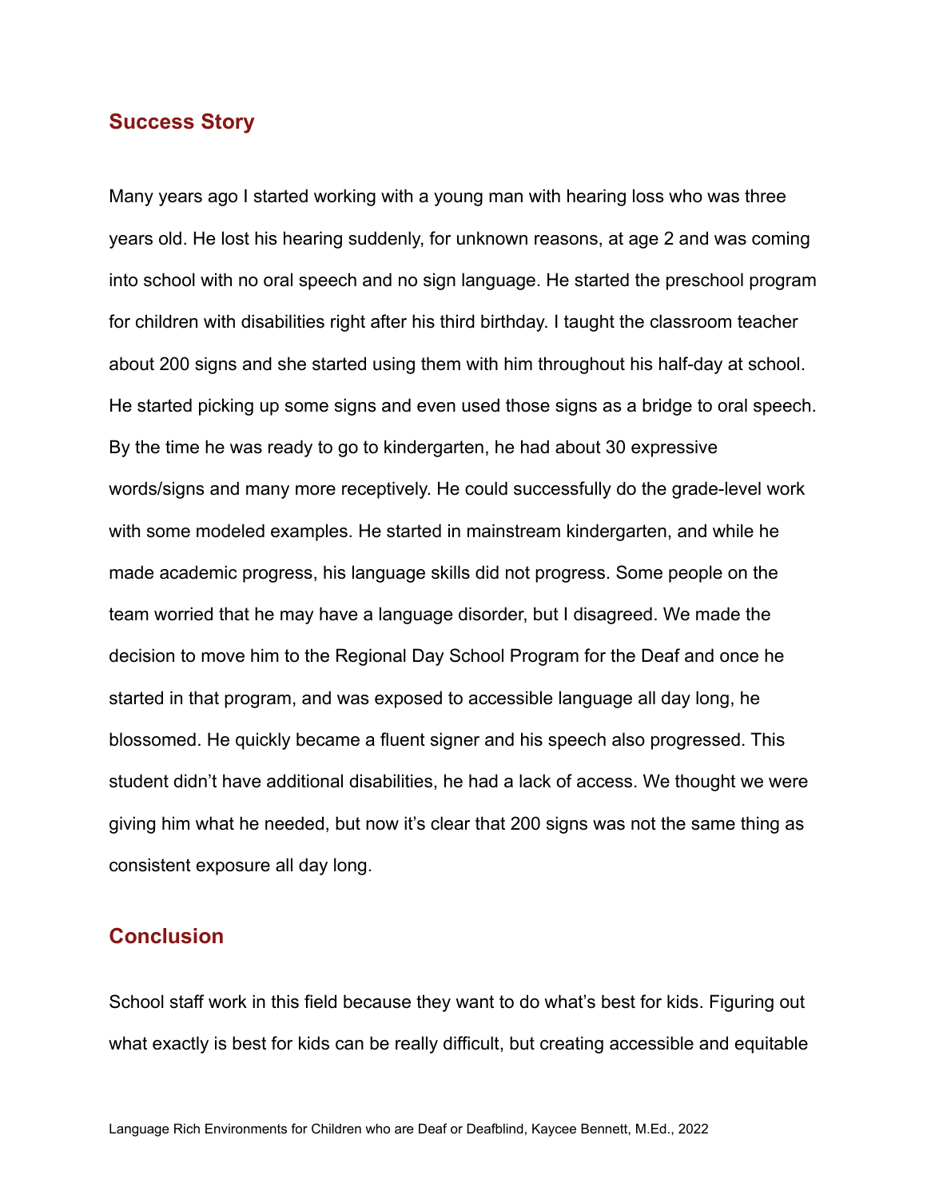## Success Story

Many years ago I started working with a young man with hearing loss who was three years old. He lost his hearing suddenly, for unknown reasons, at age 2 and was coming into school with no oral speech and no sign language. He started the preschool program for children with disabilities right after his third birthday. I taught the classroom teacher about 200 signs and she started using them with him throughout his half-day at school. He started picking up some signs and even used those signs as a bridge to oral speech. By the time he was ready to go to kindergarten, he had about 30 expressive words/signs and many more receptively. He could successfully do the grade-level work with some modeled examples. He started in mainstream kindergarten, and while he made academic progress, his language skills did not progress. Some people on the team worried that he may have a language disorder, but I disagreed. We made the decision to move him to the Regional Day School Program for the Deaf and once he started in that program, and was exposed to accessible language all day long, he blossomed. He quickly became a fluent signer and his speech also progressed. This student didn't have additional disabilities, he had a lack of access. We thought we were giving him what he needed, but now it's clear that 200 signs was not the same thing as consistent exposure all day long.

## Conclusion

School staff work in this field because they want to do what's best for kids. Figuring out what exactly is best for kids can be really difficult, but creating accessible and equitable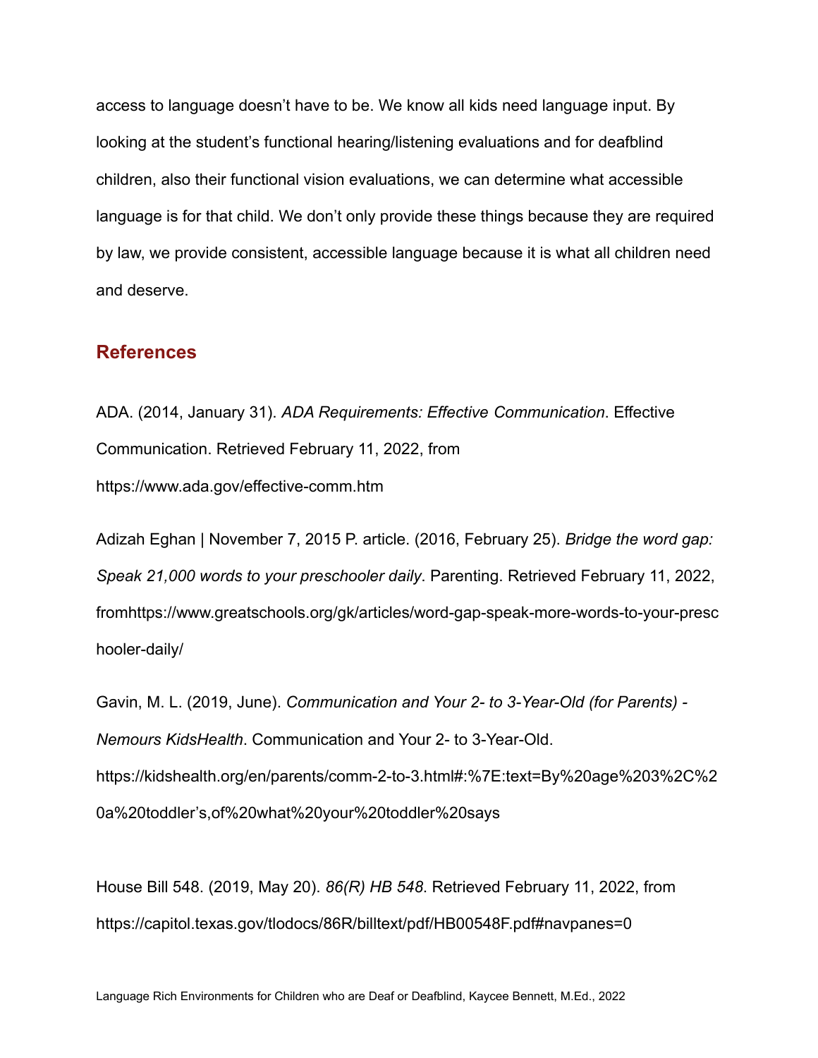access to language doesn't have to be. We know all kids need language input. By looking at the student's functional hearing/listening evaluations and for deafblind children, also their functional vision evaluations, we can determine what accessible language is for that child. We don't only provide these things because they are required by law, we provide consistent, accessible language because it is what all children need and deserve.

## References

ADA. (2014, January 31). *ADA Requirements: Effective Communication*. Effective Communication. Retrieved February 11, 2022, from https://www.ada.gov/effective-comm.htm

Adizah Eghan | November 7, 2015 P. article. (2016, February 25). *Bridge the word gap: Speak 21,000 words to your preschooler daily*. Parenting. Retrieved February 11, 2022, fromhttps://www.greatschools.org/gk/articles/word-gap-speak-more-words-to-your-preschooler-daily/

Gavin, M. L. (2019, June). *Communication and Your 2- to 3-Year-Old (for Parents) - Nemours KidsHealth*. Communication and Your 2- to 3-Year-Old. https://kidshealth.org/en/parents/comm-2-to-3.html#:%7E:text=By%20age%203%2C%20a%20toddler's,of%20what%20your%20toddler%20says

House Bill 548. (2019, May 20). *86(R) HB 548*. Retrieved February 11, 2022, from https://capitol.texas.gov/tlodocs/86R/billtext/pdf/HB00548F.pdf#navpanes=0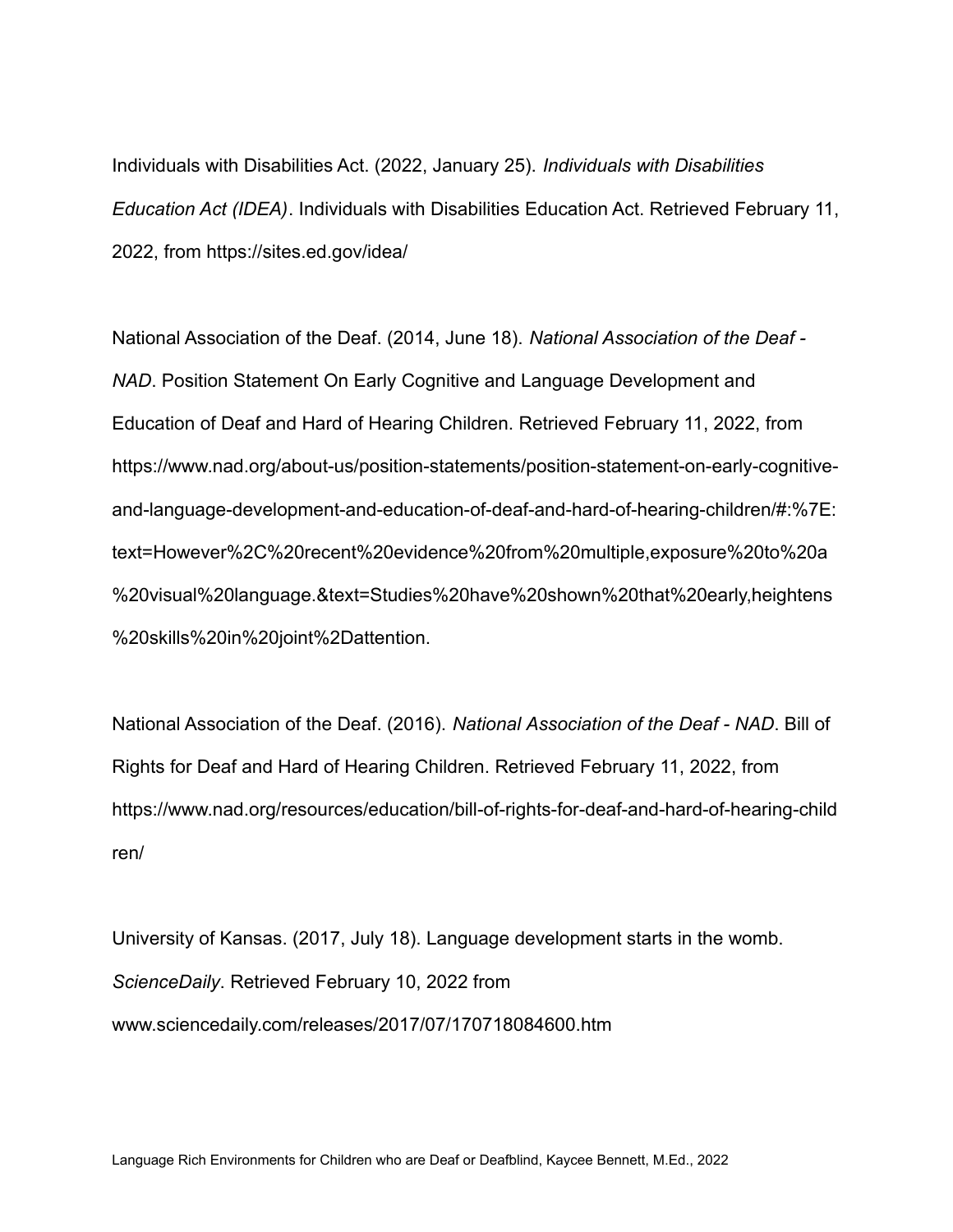Individuals with Disabilities Act. (2022, January 25). *Individuals with Disabilities Education Act (IDEA)*. Individuals with Disabilities Education Act. Retrieved February 11, 2022, from https://sites.ed.gov/idea/

National Association of the Deaf. (2014, June 18). *National Association of the Deaf - NAD*. Position Statement On Early Cognitive and Language Development and Education of Deaf and Hard of Hearing Children. Retrieved February 11, 2022, from https://www.nad.org/about-us/position-statements/position-statement-on-early-cognitive-and-language-development-and-education-of-deaf-and-hard-of-hearing-children/#:%7E:text=However%2C%20recent%20evidence%20from%20multiple,exposure%20to%20a%20visual%20language.&text=Studies%20have%20shown%20that%20early,heightens%20skills%20in%20joint%2Dattention.

National Association of the Deaf. (2016). *National Association of the Deaf - NAD*. Bill of Rights for Deaf and Hard of Hearing Children. Retrieved February 11, 2022, from https://www.nad.org/resources/education/bill-of-rights-for-deaf-and-hard-of-hearing-children/

University of Kansas. (2017, July 18). Language development starts in the womb. *ScienceDaily*. Retrieved February 10, 2022 from www.sciencedaily.com/releases/2017/07/170718084600.htm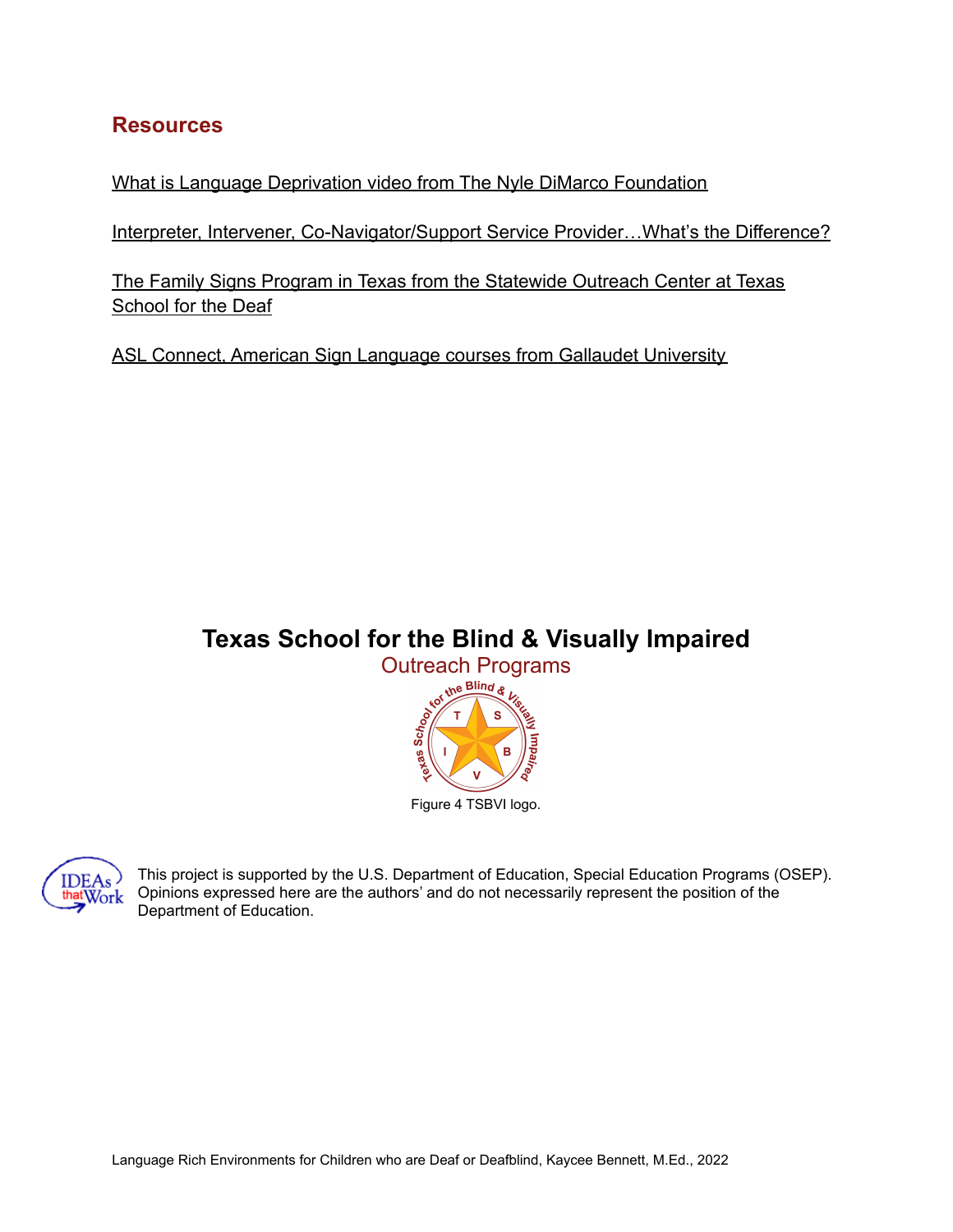## Resources

What is Language Deprivation video from The Nyle DiMarco Foundation

Interpreter, Intervener, Co-Navigator/Support Service Provider…What's the Difference?

The Family Signs Program in Texas from the Statewide Outreach Center at Texas School for the Deaf

ASL Connect, American Sign Language courses from Gallaudet University

**Texas School for the Blind & Visually Impaired**

Outreach Programs

Figure 4 TSBVI logo.

This project is supported by the U.S. Department of Education, Special Education Programs (OSEP). Opinions expressed here are the authors' and do not necessarily represent the position of the Department of Education.

Language Rich Environments for Children who are Deaf or Deafblind, Kaycee Bennett, M.Ed., 2022